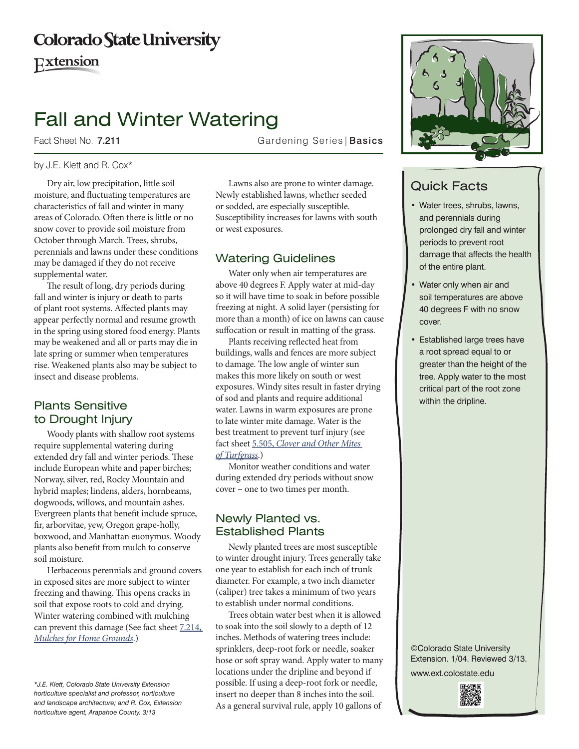# Fall and Winter Watering

Colorado State University Extension

Fact Sheet No. 7.211 Gardening Series | **Basics**

by J.E. Klett and R. Cox*

## Quick Facts

- Water trees, shrubs, lawns, and perennials during prolonged dry fall and winter periods to prevent root damage that affects the health of the entire plant.
- Water only when air and soil temperatures are above 40 degrees F with no snow cover.
- Established large trees have a root spread equal to or greater than the height of the tree. Apply water to the most critical part of the root zone within the dripline.

©Colorado State University Extension. 1/04. Reviewed 3/13.

www.ext.colostate.edu

Dry air, low precipitation, little soil moisture, and fluctuating temperatures are characteristics of fall and winter in many areas of Colorado. Often there is little or no snow cover to provide soil moisture from October through March. Trees, shrubs, perennials and lawns under these conditions may be damaged if they do not receive supplemental water.

The result of long, dry periods during fall and winter is injury or death to parts of plant root systems. Affected plants may appear perfectly normal and resume growth in the spring using stored food energy. Plants may be weakened and all or parts may die in late spring or summer when temperatures rise. Weakened plants also may be subject to insect and disease problems.

## Plants Sensitive to Drought Injury

Woody plants with shallow root systems require supplemental watering during extended dry fall and winter periods. These include European white and paper birches; Norway, silver, red, Rocky Mountain and hybrid maples; lindens, alders, hornbeams, dogwoods, willows, and mountain ashes. Evergreen plants that benefit include spruce, fir, arborvitae, yew, Oregon grape-holly, boxwood, and Manhattan euonymus. Woody plants also benefit from mulch to conserve soil moisture.

Herbaceous perennials and ground covers in exposed sites are more subject to winter freezing and thawing. This opens cracks in soil that expose roots to cold and drying. Winter watering combined with mulching can prevent this damage (See fact sheet 7.214, *Mulches for Home Grounds*.)

*J.E. Klett, Colorado State University Extension horticulture specialist and professor, horticulture and landscape architecture; and R. Cox, Extension horticulture agent, Arapahoe County. 3/13*

Lawns also are prone to winter damage. Newly established lawns, whether seeded or sodded, are especially susceptible. Susceptibility increases for lawns with south or west exposures.

## Watering Guidelines

Water only when air temperatures are above 40 degrees F. Apply water at mid-day so it will have time to soak in before possible freezing at night. A solid layer (persisting for more than a month) of ice on lawns can cause suffocation or result in matting of the grass.

Plants receiving reflected heat from buildings, walls and fences are more subject to damage. The low angle of winter sun makes this more likely on south or west exposures. Windy sites result in faster drying of sod and plants and require additional water. Lawns in warm exposures are prone to late winter mite damage. Water is the best treatment to prevent turf injury (see fact sheet 5.505, *Clover and Other Mites of Turfgrass*.)

Monitor weather conditions and water during extended dry periods without snow cover – one to two times per month.

## Newly Planted vs. Established Plants

Newly planted trees are most susceptible to winter drought injury. Trees generally take one year to establish for each inch of trunk diameter. For example, a two inch diameter (caliper) tree takes a minimum of two years to establish under normal conditions.

Trees obtain water best when it is allowed to soak into the soil slowly to a depth of 12 inches. Methods of watering trees include: sprinklers, deep-root fork or needle, soaker hose or soft spray wand. Apply water to many locations under the dripline and beyond if possible. If using a deep-root fork or needle, insert no deeper than 8 inches into the soil. As a general survival rule, apply 10 gallons of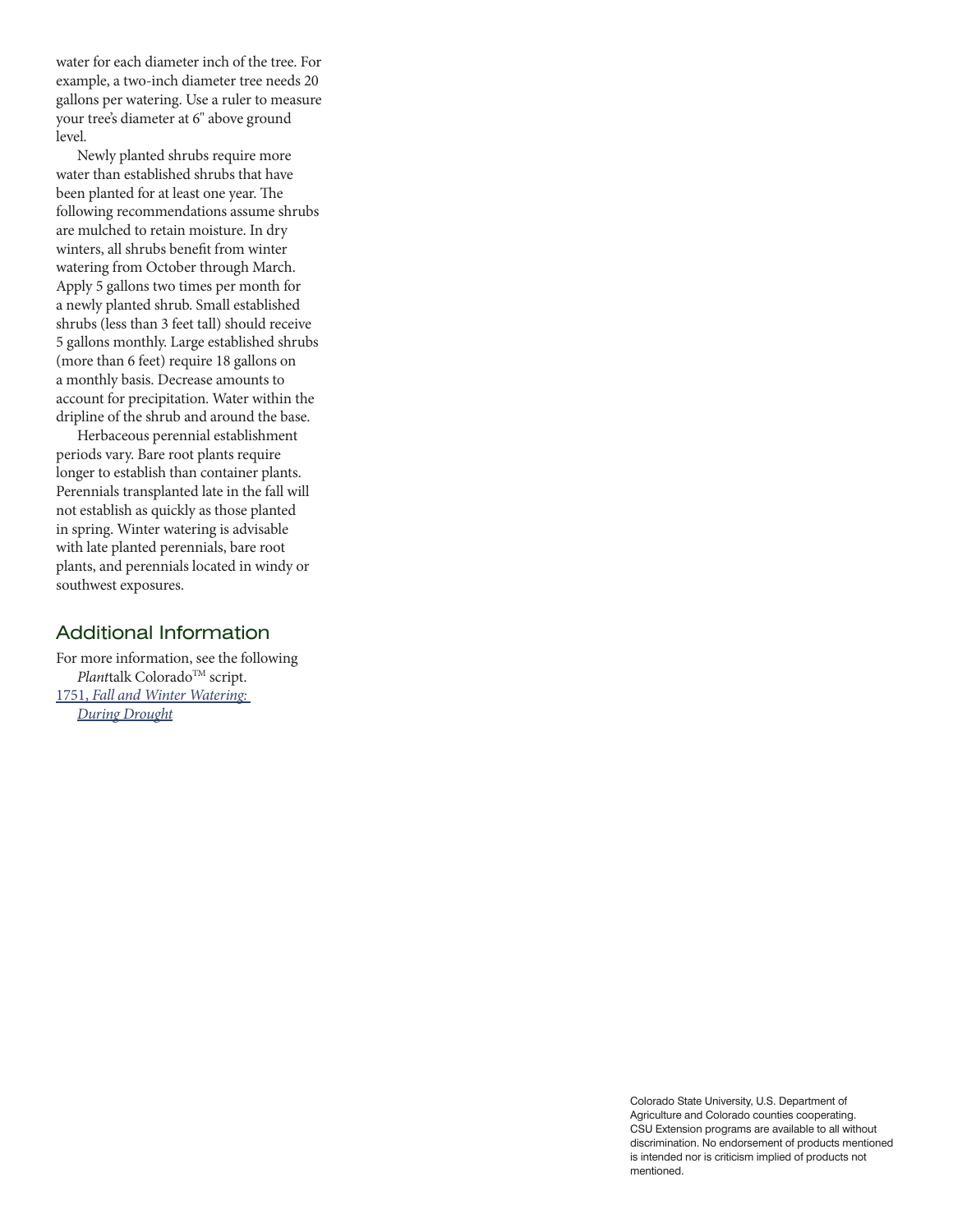water for each diameter inch of the tree. For example, a two-inch diameter tree needs 20 gallons per watering. Use a ruler to measure your tree's diameter at 6" above ground level.

Newly planted shrubs require more water than established shrubs that have been planted for at least one year. The following recommendations assume shrubs are mulched to retain moisture. In dry winters, all shrubs benefit from winter watering from October through March. Apply 5 gallons two times per month for a newly planted shrub. Small established shrubs (less than 3 feet tall) should receive 5 gallons monthly. Large established shrubs (more than 6 feet) require 18 gallons on a monthly basis. Decrease amounts to account for precipitation. Water within the dripline of the shrub and around the base.

Herbaceous perennial establishment periods vary. Bare root plants require longer to establish than container plants. Perennials transplanted late in the fall will not establish as quickly as those planted in spring. Winter watering is advisable with late planted perennials, bare root plants, and perennials located in windy or southwest exposures.

## Additional Information

For more information, see the following *Plant*talk Colorado™ script.

1751, *Fall and Winter Watering: During Drought*

Colorado State University, U.S. Department of Agriculture and Colorado counties cooperating. CSU Extension programs are available to all without discrimination. No endorsement of products mentioned is intended nor is criticism implied of products not mentioned.